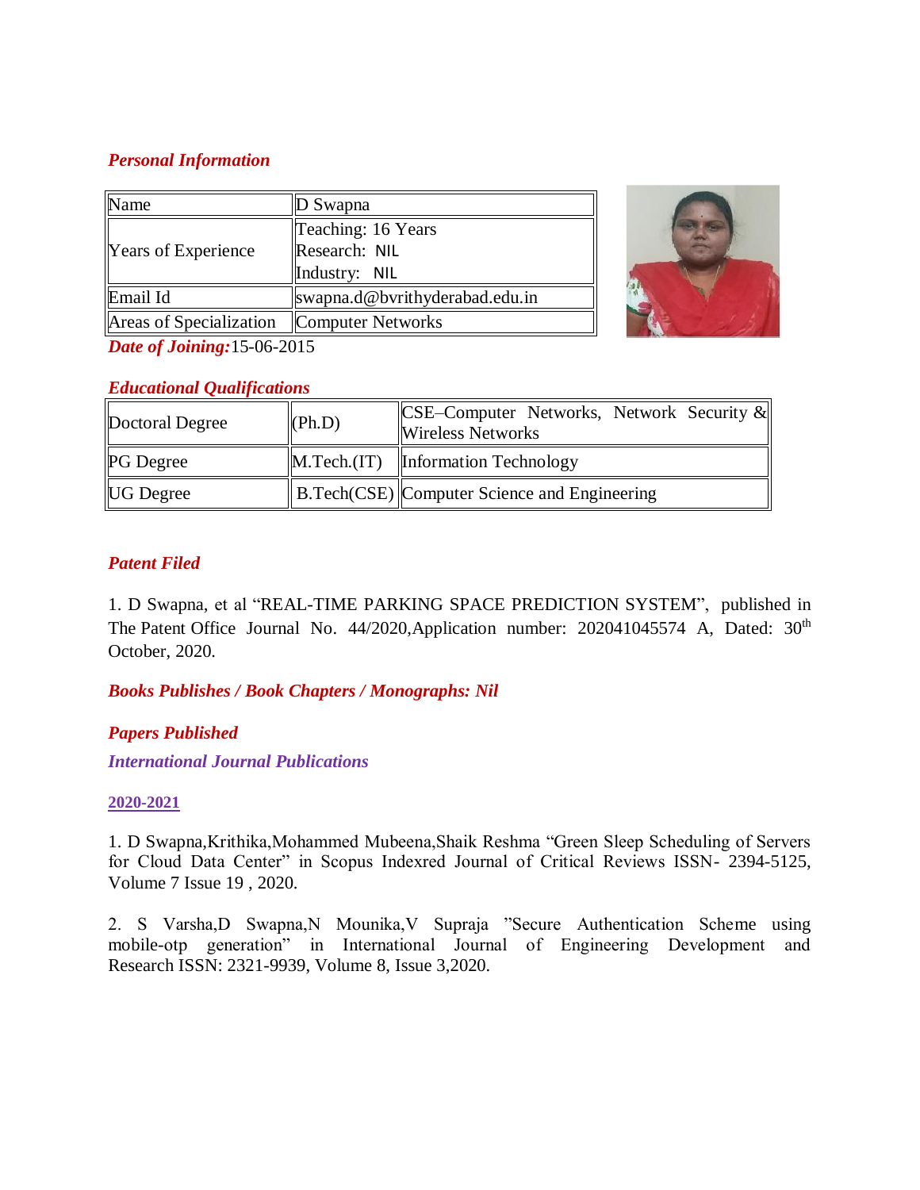## *Personal Information*

| Name | D Swapna |
|---|---|
| Years of Experience | Teaching: 16 Years<br>Research: NIL<br>Industry: NIL |
| Email Id | swapna.d@bvrithyderabad.edu.in |
| Areas of Specialization | Computer Networks |

***Date of Joining:*** 15-06-2015

## *Educational Qualifications*

| Doctoral Degree | (Ph.D) | CSE–Computer Networks, Network Security & Wireless Networks |
|---|---|---|
| PG Degree | M.Tech.(IT) | Information Technology |
| UG Degree | B.Tech(CSE) | Computer Science and Engineering |

## *Patent Filed*

1. D Swapna, et al "REAL-TIME PARKING SPACE PREDICTION SYSTEM", published in The Patent Office Journal No. 44/2020,Application number: 202041045574 A, Dated: 30th October, 2020.

## *Books Publishes / Book Chapters / Monographs: Nil*

## *Papers Published*

### *International Journal Publications*

#### 2020-2021

1. D Swapna,Krithika,Mohammed Mubeena,Shaik Reshma "Green Sleep Scheduling of Servers for Cloud Data Center" in Scopus Indexred Journal of Critical Reviews ISSN- 2394-5125, Volume 7 Issue 19 , 2020.

2. S Varsha,D Swapna,N Mounika,V Supraja "Secure Authentication Scheme using mobile-otp generation" in International Journal of Engineering Development and Research ISSN: 2321-9939, Volume 8, Issue 3,2020.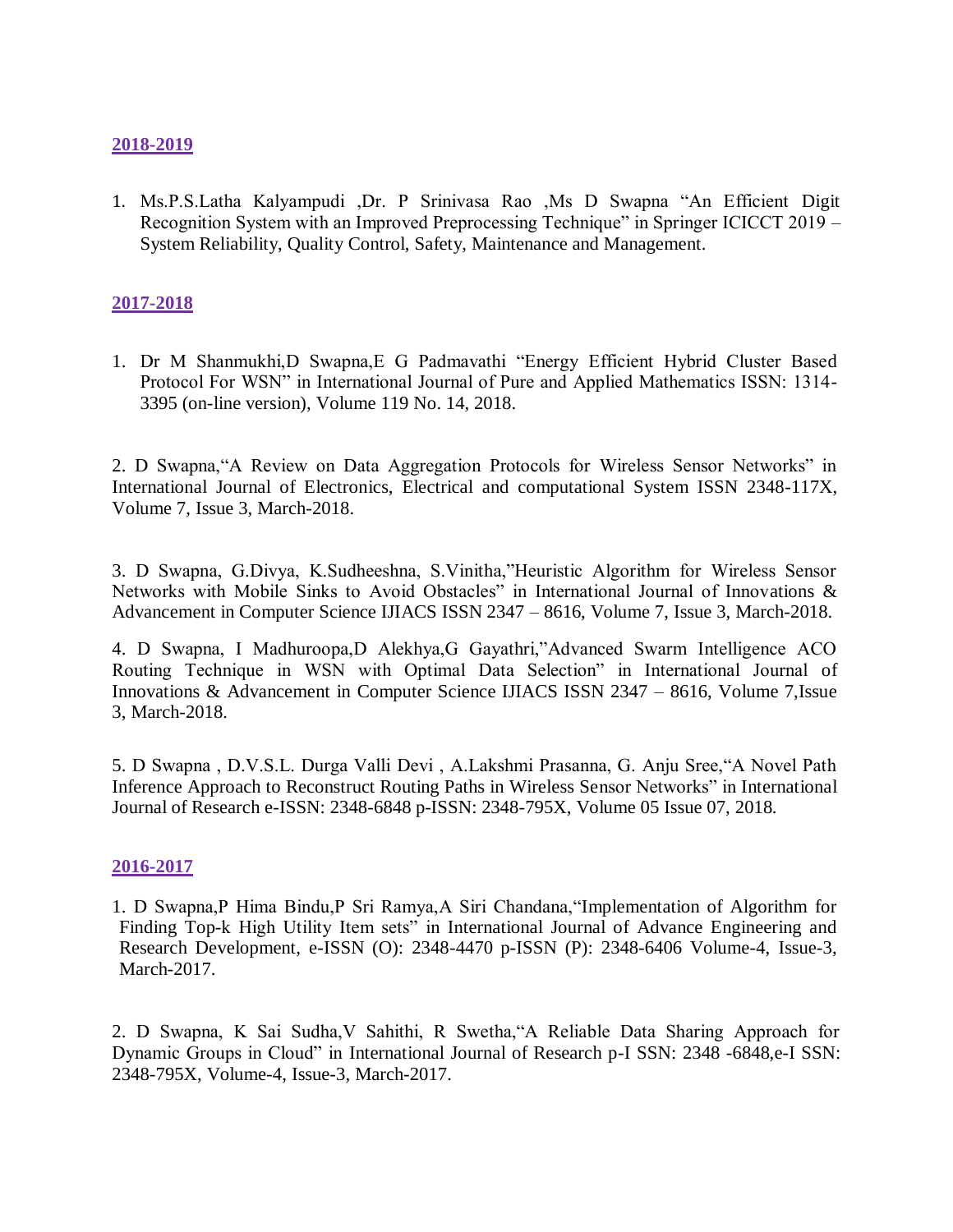**2018-2019**

1. Ms.P.S.Latha Kalyampudi ,Dr. P Srinivasa Rao ,Ms D Swapna “An Efficient Digit Recognition System with an Improved Preprocessing Technique” in Springer ICICCT 2019 – System Reliability, Quality Control, Safety, Maintenance and Management.

**2017-2018**

1. Dr M Shanmukhi,D Swapna,E G Padmavathi “Energy Efficient Hybrid Cluster Based Protocol For WSN” in International Journal of Pure and Applied Mathematics ISSN: 1314-3395 (on-line version), Volume 119 No. 14, 2018.

2. D Swapna,“A Review on Data Aggregation Protocols for Wireless Sensor Networks” in International Journal of Electronics, Electrical and computational System ISSN 2348-117X, Volume 7, Issue 3, March-2018.

3. D Swapna, G.Divya, K.Sudheeshna, S.Vinitha,”Heuristic Algorithm for Wireless Sensor Networks with Mobile Sinks to Avoid Obstacles” in International Journal of Innovations & Advancement in Computer Science IJIACS ISSN 2347 – 8616, Volume 7, Issue 3, March-2018.

4. D Swapna, I Madhuroopa,D Alekhya,G Gayathri,”Advanced Swarm Intelligence ACO Routing Technique in WSN with Optimal Data Selection” in International Journal of Innovations & Advancement in Computer Science IJIACS ISSN 2347 – 8616, Volume 7,Issue 3, March-2018.

5. D Swapna , D.V.S.L. Durga Valli Devi , A.Lakshmi Prasanna, G. Anju Sree,“A Novel Path Inference Approach to Reconstruct Routing Paths in Wireless Sensor Networks” in International Journal of Research e-ISSN: 2348-6848 p-ISSN: 2348-795X, Volume 05 Issue 07, 2018.

**2016-2017**

1. D Swapna,P Hima Bindu,P Sri Ramya,A Siri Chandana,“Implementation of Algorithm for Finding Top-k High Utility Item sets” in International Journal of Advance Engineering and Research Development, e-ISSN (O): 2348-4470 p-ISSN (P): 2348-6406 Volume-4, Issue-3, March-2017.

2. D Swapna, K Sai Sudha,V Sahithi, R Swetha,“A Reliable Data Sharing Approach for Dynamic Groups in Cloud” in International Journal of Research p-I SSN: 2348 -6848,e-I SSN: 2348-795X, Volume-4, Issue-3, March-2017.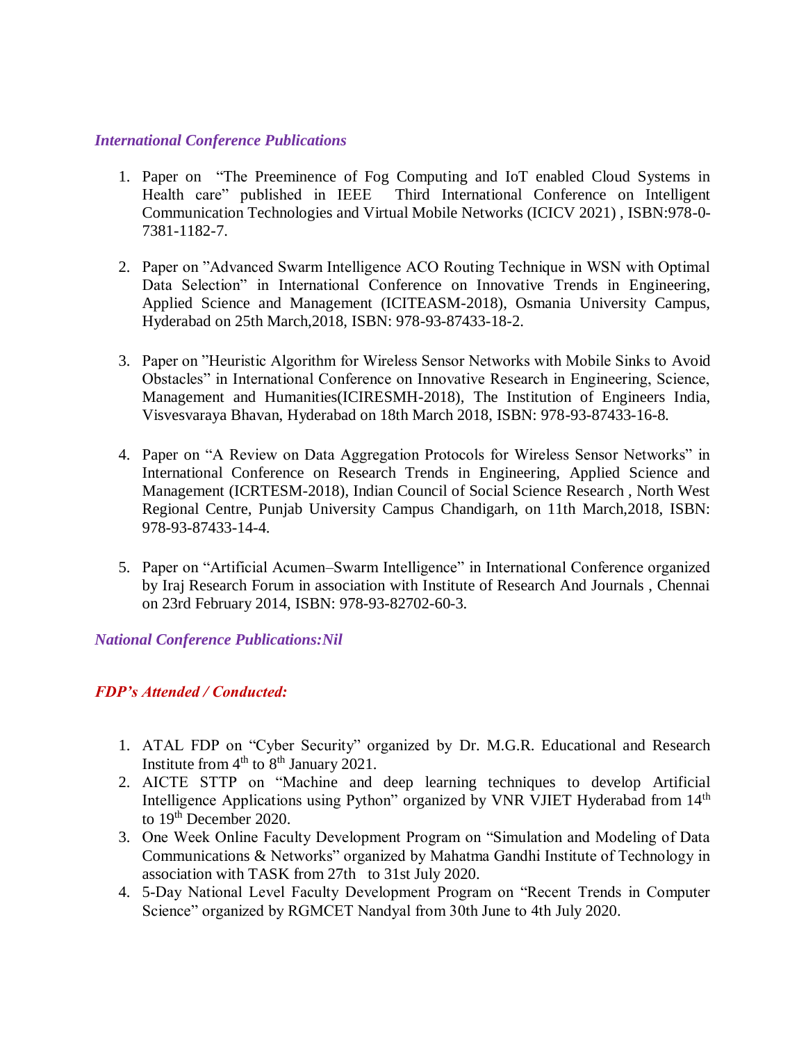### *International Conference Publications*

1. Paper on "The Preeminence of Fog Computing and IoT enabled Cloud Systems in Health care" published in IEEE Third International Conference on Intelligent Communication Technologies and Virtual Mobile Networks (ICICV 2021) , ISBN:978-0-7381-1182-7.

2. Paper on "Advanced Swarm Intelligence ACO Routing Technique in WSN with Optimal Data Selection" in International Conference on Innovative Trends in Engineering, Applied Science and Management (ICITEASM-2018), Osmania University Campus, Hyderabad on 25th March,2018, ISBN: 978-93-87433-18-2.

3. Paper on "Heuristic Algorithm for Wireless Sensor Networks with Mobile Sinks to Avoid Obstacles" in International Conference on Innovative Research in Engineering, Science, Management and Humanities(ICIRESMH-2018), The Institution of Engineers India, Visvesvaraya Bhavan, Hyderabad on 18th March 2018, ISBN: 978-93-87433-16-8.

4. Paper on "A Review on Data Aggregation Protocols for Wireless Sensor Networks" in International Conference on Research Trends in Engineering, Applied Science and Management (ICRTESM-2018), Indian Council of Social Science Research , North West Regional Centre, Punjab University Campus Chandigarh, on 11th March,2018, ISBN: 978-93-87433-14-4.

5. Paper on "Artificial Acumen–Swarm Intelligence" in International Conference organized by Iraj Research Forum in association with Institute of Research And Journals , Chennai on 23rd February 2014, ISBN: 978-93-82702-60-3.

### *National Conference Publications:Nil*

### *FDP's Attended / Conducted:*

1. ATAL FDP on "Cyber Security" organized by Dr. M.G.R. Educational and Research Institute from 4th to 8th January 2021.
2. AICTE STTP on "Machine and deep learning techniques to develop Artificial Intelligence Applications using Python" organized by VNR VJIET Hyderabad from 14th to 19th December 2020.
3. One Week Online Faculty Development Program on "Simulation and Modeling of Data Communications & Networks" organized by Mahatma Gandhi Institute of Technology in association with TASK from 27th to 31st July 2020.
4. 5-Day National Level Faculty Development Program on "Recent Trends in Computer Science" organized by RGMCET Nandyal from 30th June to 4th July 2020.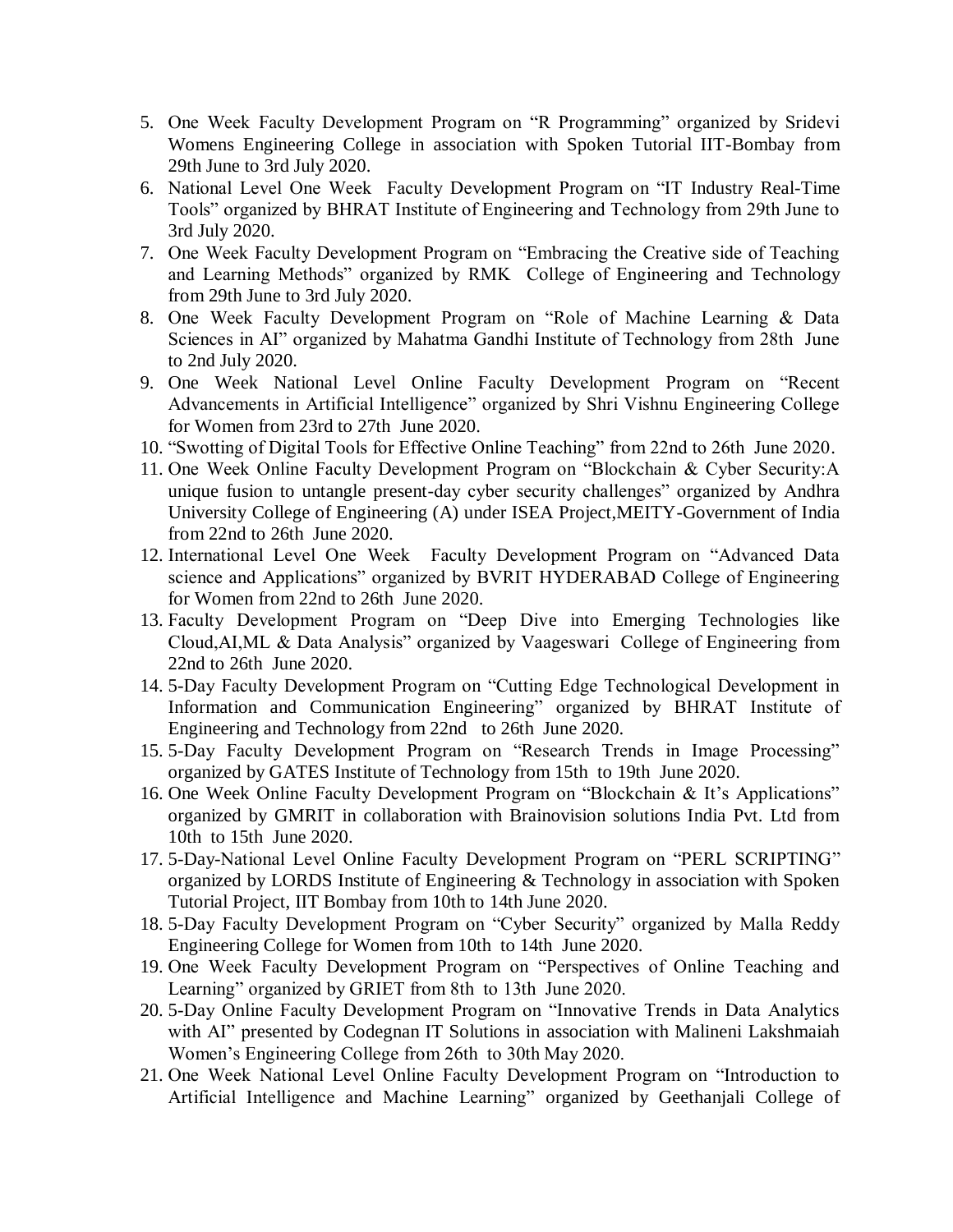5. One Week Faculty Development Program on "R Programming" organized by Sridevi Womens Engineering College in association with Spoken Tutorial IIT-Bombay from 29th June to 3rd July 2020.
6. National Level One Week Faculty Development Program on "IT Industry Real-Time Tools" organized by BHRAT Institute of Engineering and Technology from 29th June to 3rd July 2020.
7. One Week Faculty Development Program on "Embracing the Creative side of Teaching and Learning Methods" organized by RMK College of Engineering and Technology from 29th June to 3rd July 2020.
8. One Week Faculty Development Program on "Role of Machine Learning & Data Sciences in AI" organized by Mahatma Gandhi Institute of Technology from 28th June to 2nd July 2020.
9. One Week National Level Online Faculty Development Program on "Recent Advancements in Artificial Intelligence" organized by Shri Vishnu Engineering College for Women from 23rd to 27th June 2020.
10. "Swotting of Digital Tools for Effective Online Teaching" from 22nd to 26th June 2020.
11. One Week Online Faculty Development Program on "Blockchain & Cyber Security:A unique fusion to untangle present-day cyber security challenges" organized by Andhra University College of Engineering (A) under ISEA Project,MEITY-Government of India from 22nd to 26th June 2020.
12. International Level One Week Faculty Development Program on "Advanced Data science and Applications" organized by BVRIT HYDERABAD College of Engineering for Women from 22nd to 26th June 2020.
13. Faculty Development Program on "Deep Dive into Emerging Technologies like Cloud,AI,ML & Data Analysis" organized by Vaageswari College of Engineering from 22nd to 26th June 2020.
14. 5-Day Faculty Development Program on "Cutting Edge Technological Development in Information and Communication Engineering" organized by BHRAT Institute of Engineering and Technology from 22nd to 26th June 2020.
15. 5-Day Faculty Development Program on "Research Trends in Image Processing" organized by GATES Institute of Technology from 15th to 19th June 2020.
16. One Week Online Faculty Development Program on "Blockchain & It's Applications" organized by GMRIT in collaboration with Brainovision solutions India Pvt. Ltd from 10th to 15th June 2020.
17. 5-Day-National Level Online Faculty Development Program on "PERL SCRIPTING" organized by LORDS Institute of Engineering & Technology in association with Spoken Tutorial Project, IIT Bombay from 10th to 14th June 2020.
18. 5-Day Faculty Development Program on "Cyber Security" organized by Malla Reddy Engineering College for Women from 10th to 14th June 2020.
19. One Week Faculty Development Program on "Perspectives of Online Teaching and Learning" organized by GRIET from 8th to 13th June 2020.
20. 5-Day Online Faculty Development Program on "Innovative Trends in Data Analytics with AI" presented by Codegnan IT Solutions in association with Malineni Lakshmaiah Women's Engineering College from 26th to 30th May 2020.
21. One Week National Level Online Faculty Development Program on "Introduction to Artificial Intelligence and Machine Learning" organized by Geethanjali College of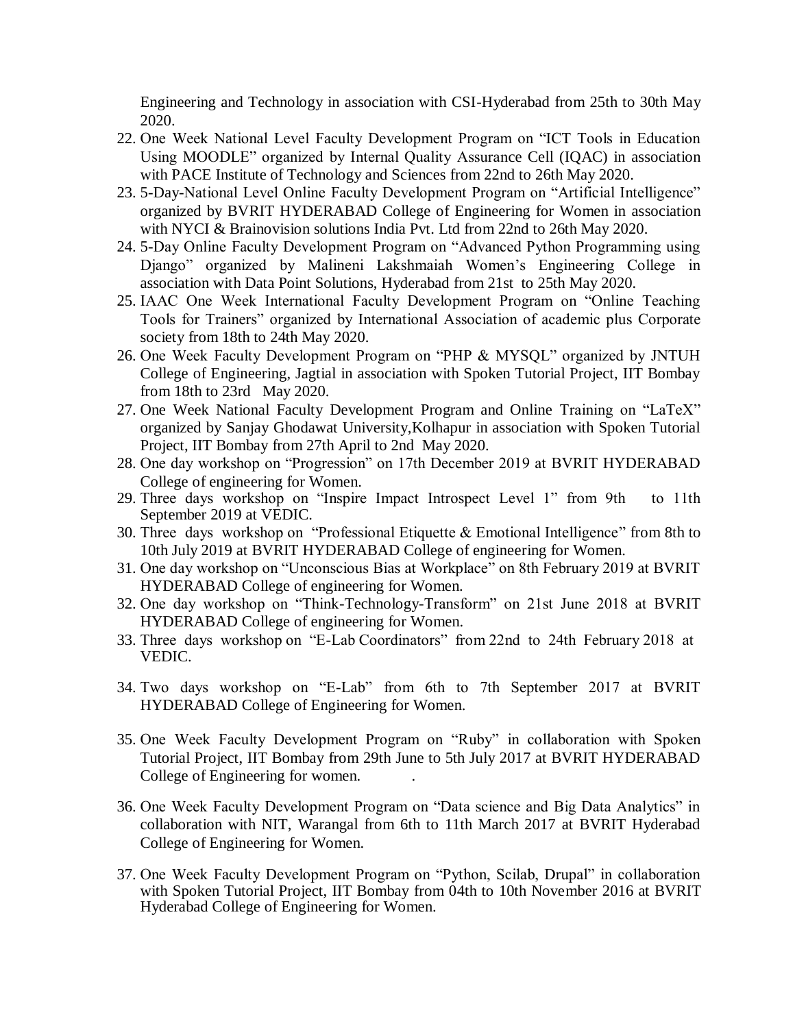Engineering and Technology in association with CSI-Hyderabad from 25th to 30th May 2020.

22. One Week National Level Faculty Development Program on "ICT Tools in Education Using MOODLE" organized by Internal Quality Assurance Cell (IQAC) in association with PACE Institute of Technology and Sciences from 22nd to 26th May 2020.
23. 5-Day-National Level Online Faculty Development Program on "Artificial Intelligence" organized by BVRIT HYDERABAD College of Engineering for Women in association with NYCI & Brainovision solutions India Pvt. Ltd from 22nd to 26th May 2020.
24. 5-Day Online Faculty Development Program on "Advanced Python Programming using Django" organized by Malineni Lakshmaiah Women's Engineering College in association with Data Point Solutions, Hyderabad from 21st to 25th May 2020.
25. IAAC One Week International Faculty Development Program on "Online Teaching Tools for Trainers" organized by International Association of academic plus Corporate society from 18th to 24th May 2020.
26. One Week Faculty Development Program on "PHP & MYSQL" organized by JNTUH College of Engineering, Jagtial in association with Spoken Tutorial Project, IIT Bombay from 18th to 23rd May 2020.
27. One Week National Faculty Development Program and Online Training on "LaTeX" organized by Sanjay Ghodawat University,Kolhapur in association with Spoken Tutorial Project, IIT Bombay from 27th April to 2nd May 2020.
28. One day workshop on "Progression" on 17th December 2019 at BVRIT HYDERABAD College of engineering for Women.
29. Three days workshop on "Inspire Impact Introspect Level 1" from 9th to 11th September 2019 at VEDIC.
30. Three days workshop on "Professional Etiquette & Emotional Intelligence" from 8th to 10th July 2019 at BVRIT HYDERABAD College of engineering for Women.
31. One day workshop on "Unconscious Bias at Workplace" on 8th February 2019 at BVRIT HYDERABAD College of engineering for Women.
32. One day workshop on "Think-Technology-Transform" on 21st June 2018 at BVRIT HYDERABAD College of engineering for Women.
33. Three days workshop on "E-Lab Coordinators" from 22nd to 24th February 2018 at VEDIC.
34. Two days workshop on "E-Lab" from 6th to 7th September 2017 at BVRIT HYDERABAD College of Engineering for Women.
35. One Week Faculty Development Program on "Ruby" in collaboration with Spoken Tutorial Project, IIT Bombay from 29th June to 5th July 2017 at BVRIT HYDERABAD College of Engineering for women.
36. One Week Faculty Development Program on "Data science and Big Data Analytics" in collaboration with NIT, Warangal from 6th to 11th March 2017 at BVRIT Hyderabad College of Engineering for Women.
37. One Week Faculty Development Program on "Python, Scilab, Drupal" in collaboration with Spoken Tutorial Project, IIT Bombay from 04th to 10th November 2016 at BVRIT Hyderabad College of Engineering for Women.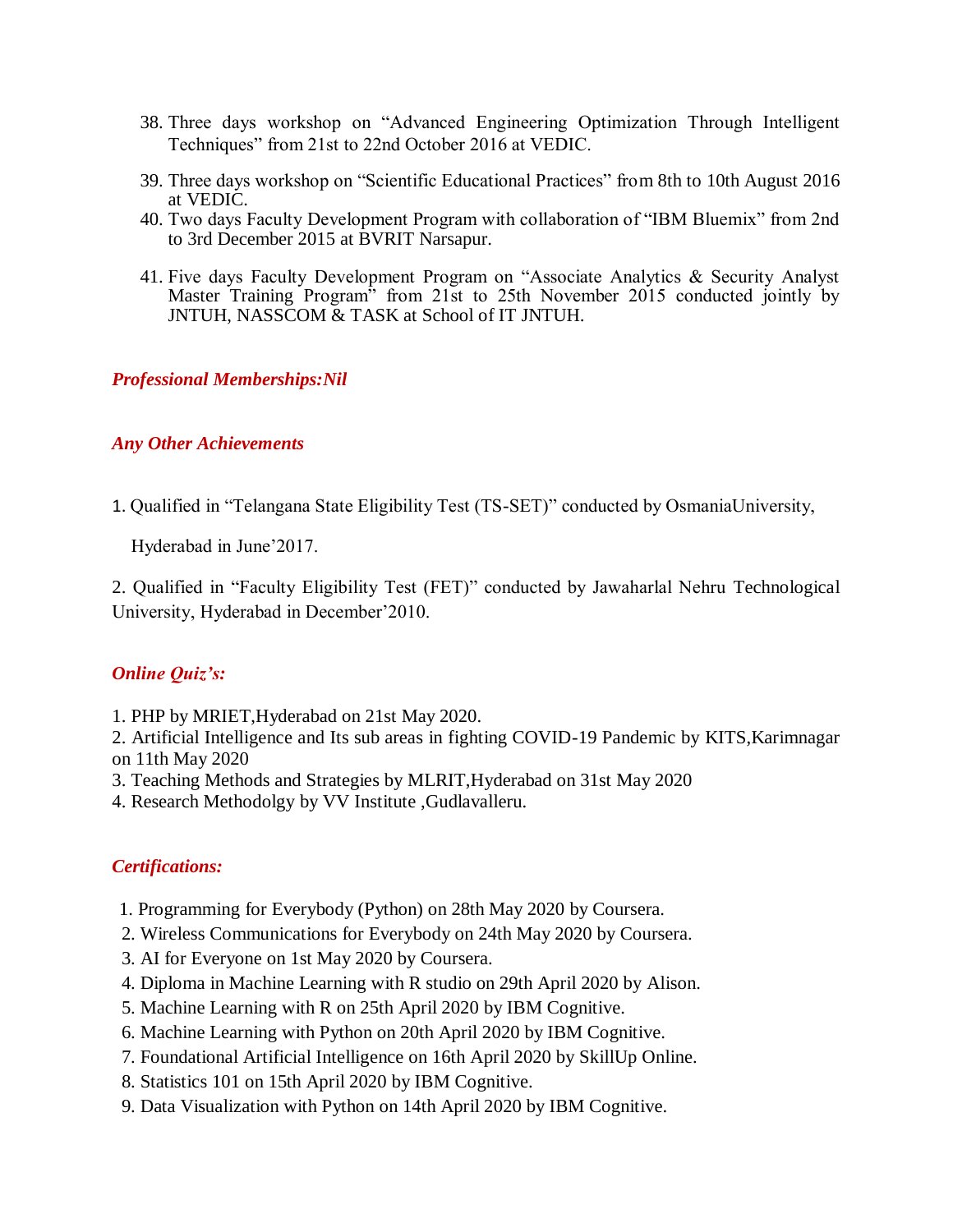38. Three days workshop on "Advanced Engineering Optimization Through Intelligent Techniques" from 21st to 22nd October 2016 at VEDIC.
39. Three days workshop on "Scientific Educational Practices" from 8th to 10th August 2016 at VEDIC.
40. Two days Faculty Development Program with collaboration of "IBM Bluemix" from 2nd to 3rd December 2015 at BVRIT Narsapur.
41. Five days Faculty Development Program on "Associate Analytics & Security Analyst Master Training Program" from 21st to 25th November 2015 conducted jointly by JNTUH, NASSCOM & TASK at School of IT JNTUH.

***Professional Memberships:Nil***

***Any Other Achievements***

1. Qualified in "Telangana State Eligibility Test (TS-SET)" conducted by OsmaniaUniversity, Hyderabad in June'2017.

2. Qualified in "Faculty Eligibility Test (FET)" conducted by Jawaharlal Nehru Technological University, Hyderabad in December'2010.

***Online Quiz's:***

1. PHP by MRIET,Hyderabad on 21st May 2020.
2. Artificial Intelligence and Its sub areas in fighting COVID-19 Pandemic by KITS,Karimnagar on 11th May 2020
3. Teaching Methods and Strategies by MLRIT,Hyderabad on 31st May 2020
4. Research Methodolgy by VV Institute ,Gudlavalleru.

***Certifications:***

1. Programming for Everybody (Python) on 28th May 2020 by Coursera.
2. Wireless Communications for Everybody on 24th May 2020 by Coursera.
3. AI for Everyone on 1st May 2020 by Coursera.
4. Diploma in Machine Learning with R studio on 29th April 2020 by Alison.
5. Machine Learning with R on 25th April 2020 by IBM Cognitive.
6. Machine Learning with Python on 20th April 2020 by IBM Cognitive.
7. Foundational Artificial Intelligence on 16th April 2020 by SkillUp Online.
8. Statistics 101 on 15th April 2020 by IBM Cognitive.
9. Data Visualization with Python on 14th April 2020 by IBM Cognitive.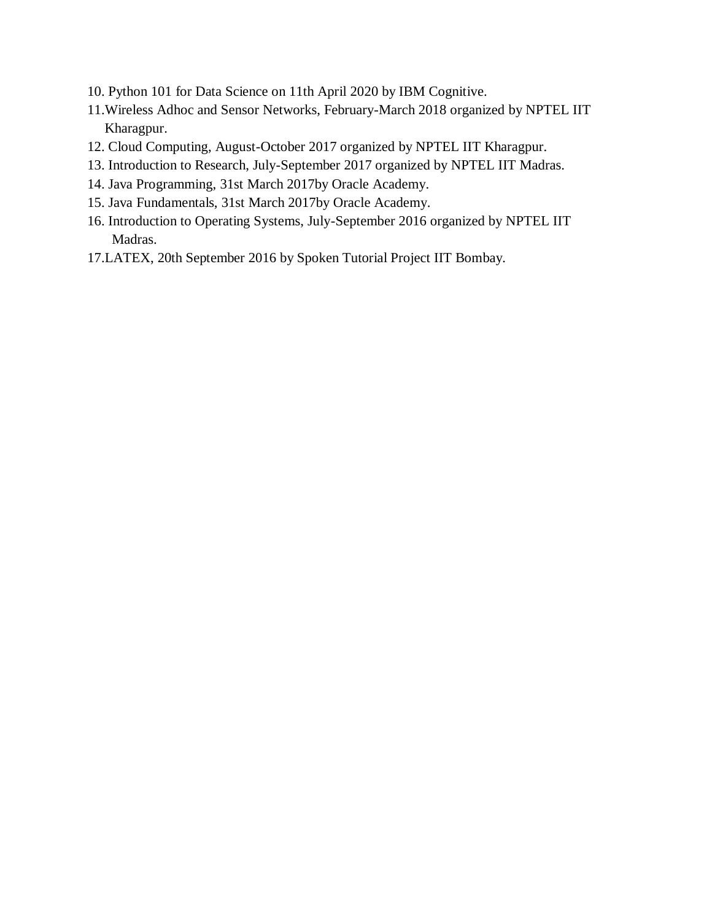10. Python 101 for Data Science on 11th April 2020 by IBM Cognitive.
11. Wireless Adhoc and Sensor Networks, February-March 2018 organized by NPTEL IIT Kharagpur.
12. Cloud Computing, August-October 2017 organized by NPTEL IIT Kharagpur.
13. Introduction to Research, July-September 2017 organized by NPTEL IIT Madras.
14. Java Programming, 31st March 2017by Oracle Academy.
15. Java Fundamentals, 31st March 2017by Oracle Academy.
16. Introduction to Operating Systems, July-September 2016 organized by NPTEL IIT Madras.
17. LATEX, 20th September 2016 by Spoken Tutorial Project IIT Bombay.